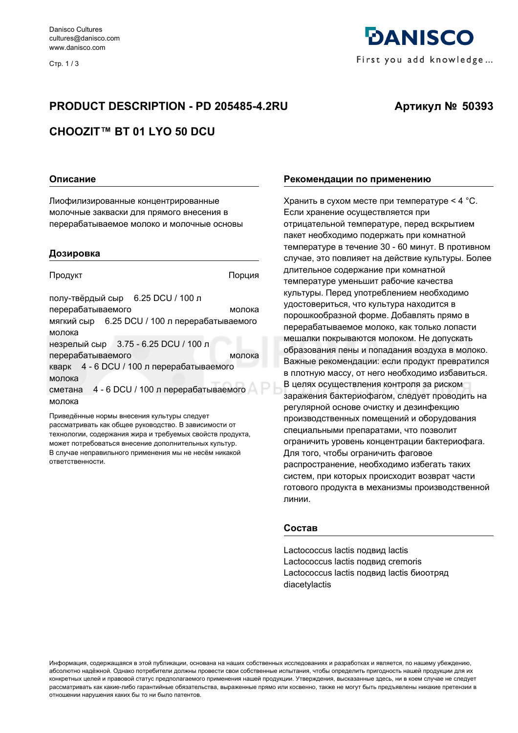Danisco Cultures
cultures@danisco.com
www.danisco.com

DANISCO
First you add knowledge...

# PRODUCT DESCRIPTION - PD 205485-4.2RU

**Артикул № 50393**

# CHOOZIT™ BT 01 LYO 50 DCU

## Описание

Лиофилизированные концентрированные молочные закваски для прямого внесения в перерабатываемое молоко и молочные основы

## Дозировка

| Продукт | Порция |
|---|---|
| полу-твёрдый сыр | 6.25 DCU / 100 л перерабатываемого молока |
| мягкий сыр | 6.25 DCU / 100 л перерабатываемого молока |
| незрелый сыр | 3.75 - 6.25 DCU / 100 л перерабатываемого молока |
| кварк | 4 - 6 DCU / 100 л перерабатываемого молока |
| сметана | 4 - 6 DCU / 100 л перерабатываемого молока |

Приведённые нормы внесения культуры следует рассматривать как общее руководство. В зависимости от технологии, содержания жира и требуемых свойств продукта, может потребоваться внесение дополнительных культур. В случае неправильного применения мы не несём никакой ответственности.

## Рекомендации по применению

Хранить в сухом месте при температуре < 4 °C. Если хранение осуществляется при отрицательной температуре, перед вскрытием пакет необходимо подержать при комнатной температуре в течение 30 - 60 минут. В противном случае, это повлияет на действие культуры. Более длительное содержание при комнатной температуре уменьшит рабочие качества культуры. Перед употреблением необходимо удостовериться, что культура находится в порошкообразной форме. Добавлять прямо в перерабатываемое молоко, как только лопасти мешалки покрываются молоком. Не допускать образования пены и попадания воздуха в молоко. Важные рекомендации: если продукт превратился в плотную массу, от него необходимо избавиться. В целях осуществления контроля за риском заражения бактериофагом, следует проводить на регулярной основе очистку и дезинфекцию производственных помещений и оборудования специальными препаратами, что позволит ограничить уровень концентрации бактериофага. Для того, чтобы ограничить фаговое распространение, необходимо избегать таких систем, при которых происходит возврат части готового продукта в механизмы производственной линии.

## Состав

Lactococcus lactis подвид lactis
Lactococcus lactis подвид cremoris
Lactococcus lactis подвид lactis биоотряд diacetylactis

Информация, содержащаяся в этой публикации, основана на наших собственных исследованиях и разработках и является, по нашему убеждению, абсолютно надёжной. Однако потребители должны провести свои собственные испытания, чтобы определить пригодность нашей продукции для их конкретных целей и правовой статус предполагаемого применения нашей продукции. Утверждения, высказанные здесь, ни в коем случае не следует рассматривать как какие-либо гарантийные обязательства, выраженные прямо или косвенно, также не могут быть предъявлены никакие претензии в отношении нарушения каких бы то ни было патентов.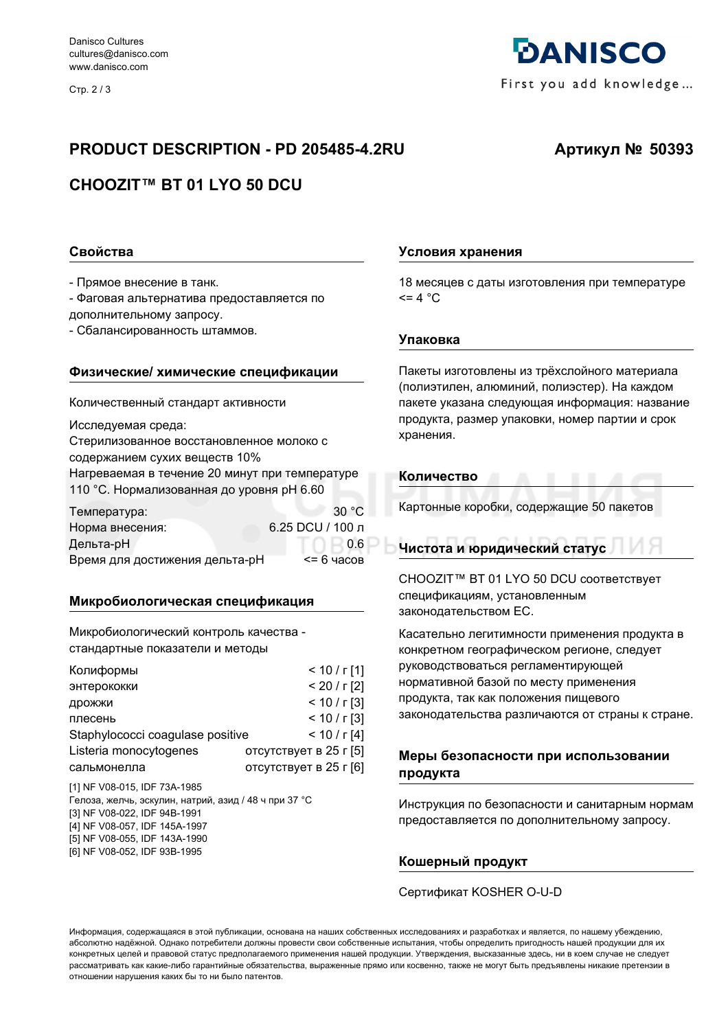# PRODUCT DESCRIPTION - PD 205485-4.2RU

**Артикул № 50393**

## CHOOZIT™ BT 01 LYO 50 DCU

### Свойства

- Прямое внесение в танк.
- Фаговая альтернатива предоставляется по дополнительному запросу.
- Сбалансированность штаммов.

### Физические/ химические спецификации

Количественный стандарт активности

Исследуемая среда:
Стерилизованное восстановленное молоко с содержанием сухих веществ 10%
Нагреваемая в течение 20 минут при температуре 110 °C. Нормализованная до уровня pH 6.60

| | |
|---|---|
| Температура: | 30 °C |
| Норма внесения: | 6.25 DCU / 100 л |
| Дельта-pH | 0.6 |
| Время для достижения дельта-pH | <= 6 часов |

### Микробиологическая спецификация

Микробиологический контроль качества - стандартные показатели и методы

| | |
|---|---|
| Колиформы | < 10 / г [1] |
| энтерококки | < 20 / г [2] |
| дрожжи | < 10 / г [3] |
| плесень | < 10 / г [3] |
| Staphylococci coagulase positive | < 10 / г [4] |
| Listeria monocytogenes | отсутствует в 25 г [5] |
| сальмонелла | отсутствует в 25 г [6] |

[1] NF V08-015, IDF 73A-1985
Гелоза, желчь, эскулин, натрий, азид / 48 ч при 37 °C
[3] NF V08-022, IDF 94B-1991
[4] NF V08-057, IDF 145A-1997
[5] NF V08-055, IDF 143A-1990
[6] NF V08-052, IDF 93B-1995

### Условия хранения

18 месяцев с даты изготовления при температуре <= 4 °C

### Упаковка

Пакеты изготовлены из трёхслойного материала (полиэтилен, алюминий, полиэстер). На каждом пакете указана следующая информация: название продукта, размер упаковки, номер партии и срок хранения.

### Количество

Картонные коробки, содержащие 50 пакетов

### Чистота и юридический статус

CHOOZIT™ BT 01 LYO 50 DCU соответствует спецификациям, установленным законодательством ЕС.

Касательно легитимности применения продукта в конкретном географическом регионе, следует руководствоваться регламентирующей нормативной базой по месту применения продукта, так как положения пищевого законодательства различаются от страны к стране.

### Меры безопасности при использовании продукта

Инструкция по безопасности и санитарным нормам предоставляется по дополнительному запросу.

### Кошерный продукт

Сертификат KOSHER O-U-D

Информация, содержащаяся в этой публикации, основана на наших собственных исследованиях и разработках и является, по нашему убеждению, абсолютно надёжной. Однако потребители должны провести свои собственные испытания, чтобы определить пригодность нашей продукции для их конкретных целей и правовой статус предполагаемого применения нашей продукции. Утверждения, высказанные здесь, ни в коем случае не следует рассматривать как какие-либо гарантийные обязательства, выраженные прямо или косвенно, также не могут быть предъявлены никакие претензии в отношении нарушения каких бы то ни было патентов.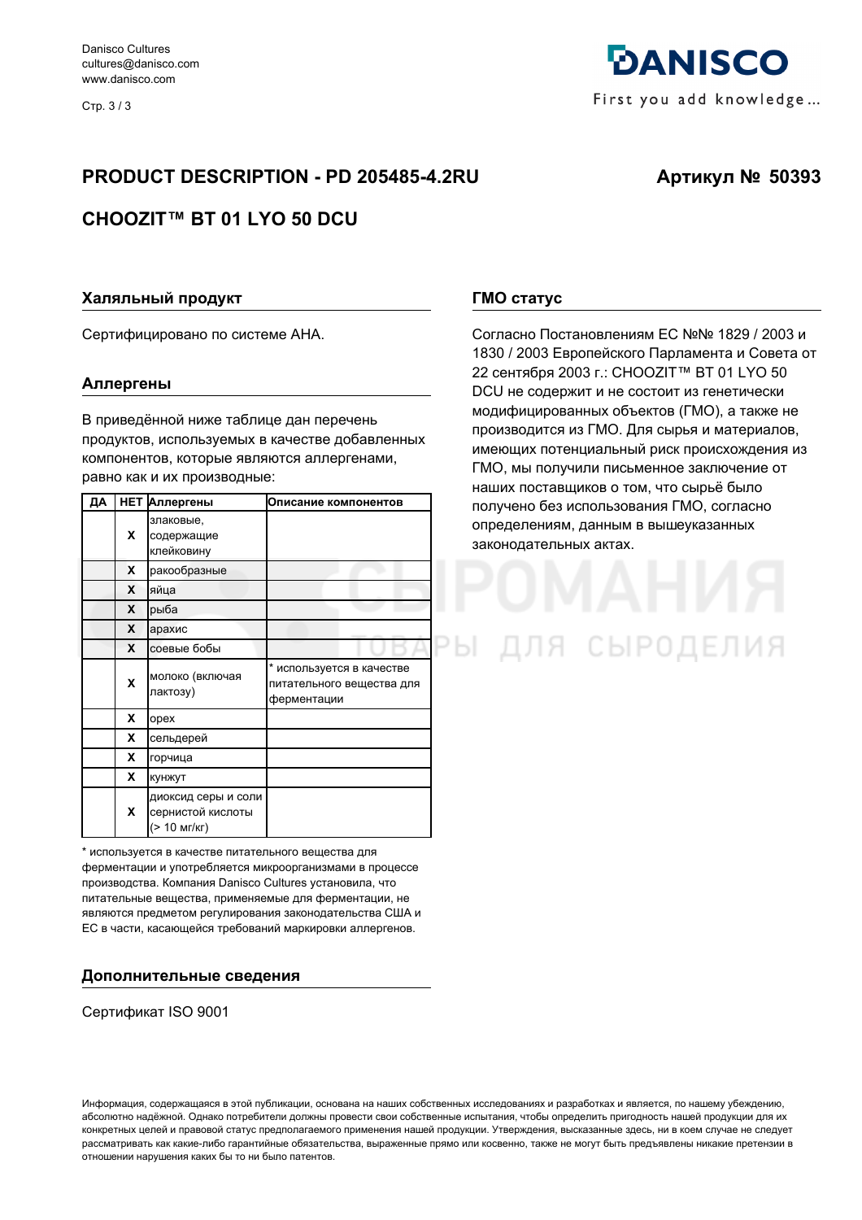Danisco Cultures
cultures@danisco.com
www.danisco.com

DANISCO
First you add knowledge...

## PRODUCT DESCRIPTION - PD 205485-4.2RU

**Артикул № 50393**

## CHOOZIT™ BT 01 LYO 50 DCU

### Халяльный продукт

Сертифицировано по системе AHA.

### Аллергены

В приведённой ниже таблице дан перечень продуктов, используемых в качестве добавленных компонентов, которые являются аллергенами, равно как и их производные:

| ДА | НЕТ | Аллергены | Описание компонентов |
|---|---|---|---|
| | X | злаковые, содержащие клейковину | |
| | X | ракообразные | |
| | X | яйца | |
| | X | рыба | |
| | X | арахис | |
| | X | соевые бобы | |
| | X | молоко (включая лактозу) | * используется в качестве питательного вещества для ферментации |
| | X | орех | |
| | X | сельдерей | |
| | X | горчица | |
| | X | кунжут | |
| | X | диоксид серы и соли сернистой кислоты (> 10 мг/кг) | |

* используется в качестве питательного вещества для ферментации и употребляется микроорганизмами в процессе производства. Компания Danisco Cultures установила, что питательные вещества, применяемые для ферментации, не являются предметом регулирования законодательства США и ЕС в части, касающейся требований маркировки аллергенов.

### Дополнительные сведения

Сертификат ISO 9001

### ГМО статус

Согласно Постановлениям ЕС №№ 1829 / 2003 и 1830 / 2003 Европейского Парламента и Совета от 22 сентября 2003 г.: CHOOZIT™ BT 01 LYO 50 DCU не содержит и не состоит из генетически модифицированных объектов (ГМО), а также не производится из ГМО. Для сырья и материалов, имеющих потенциальный риск происхождения из ГМО, мы получили письменное заключение от наших поставщиков о том, что сырьё было получено без использования ГМО, согласно определениям, данным в вышеуказанных законодательных актах.

Информация, содержащаяся в этой публикации, основана на наших собственных исследованиях и разработках и является, по нашему убеждению, абсолютно надёжной. Однако потребители должны провести свои собственные испытания, чтобы определить пригодность нашей продукции для их конкретных целей и правовой статус предполагаемого применения нашей продукции. Утверждения, высказанные здесь, ни в коем случае не следует рассматривать как какие-либо гарантийные обязательства, выраженные прямо или косвенно, также не могут быть предъявлены никакие претензии в отношении нарушения каких бы то ни было патентов.